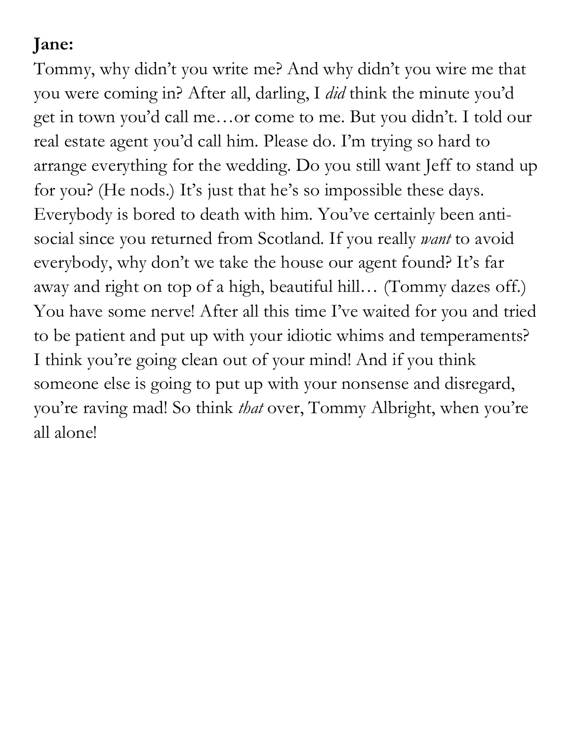**Jane:**

Tommy, why didn't you write me? And why didn't you wire me that you were coming in? After all, darling, I *did* think the minute you'd get in town you'd call me…or come to me. But you didn't. I told our real estate agent you'd call him. Please do. I'm trying so hard to arrange everything for the wedding. Do you still want Jeff to stand up for you? (He nods.) It's just that he's so impossible these days. Everybody is bored to death with him. You've certainly been anti-social since you returned from Scotland. If you really *want* to avoid everybody, why don't we take the house our agent found? It's far away and right on top of a high, beautiful hill… (Tommy dazes off.) You have some nerve! After all this time I've waited for you and tried to be patient and put up with your idiotic whims and temperaments? I think you're going clean out of your mind! And if you think someone else is going to put up with your nonsense and disregard, you're raving mad! So think *that* over, Tommy Albright, when you're all alone!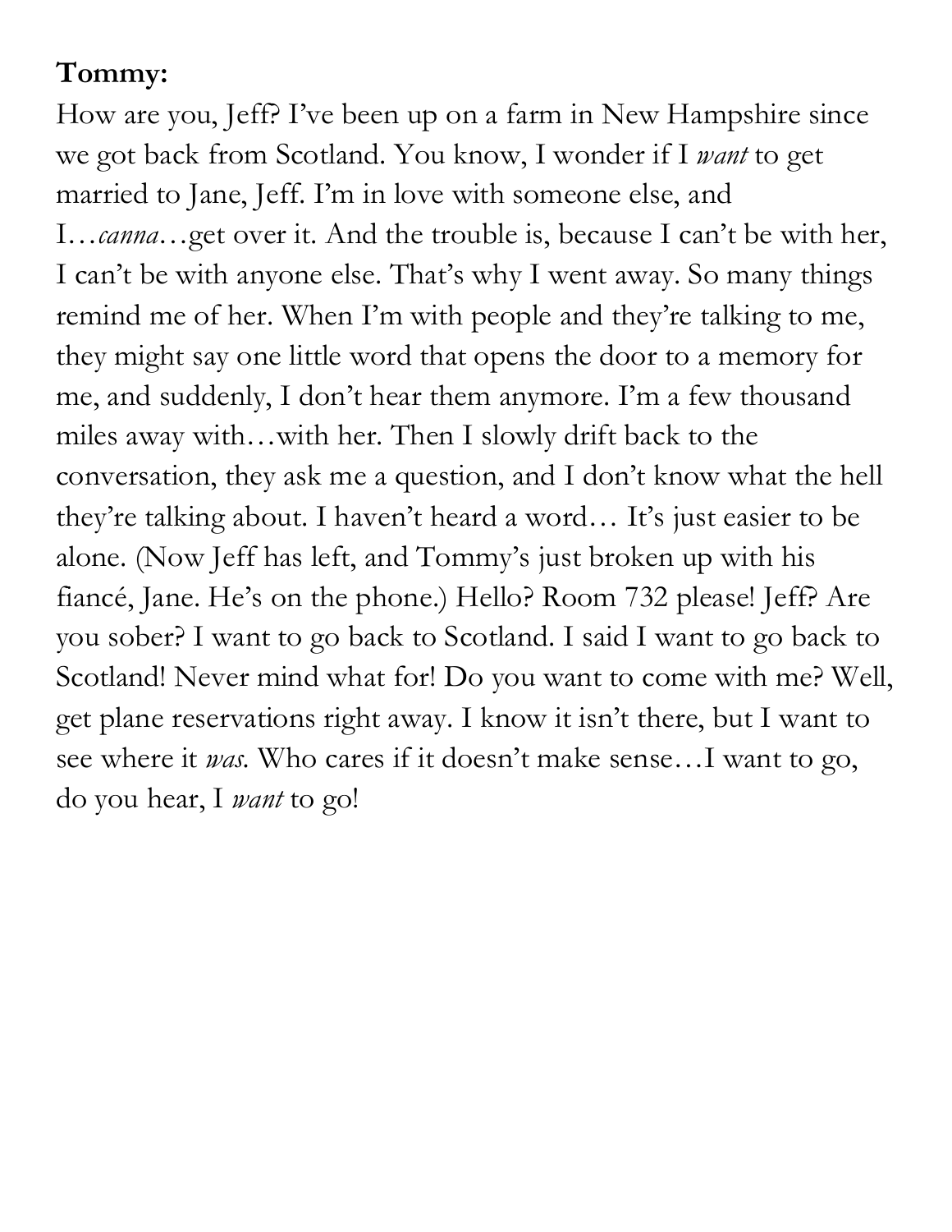**Tommy:**

How are you, Jeff? I've been up on a farm in New Hampshire since we got back from Scotland. You know, I wonder if I *want* to get married to Jane, Jeff. I'm in love with someone else, and I…*canna*…get over it. And the trouble is, because I can't be with her, I can't be with anyone else. That's why I went away. So many things remind me of her. When I'm with people and they're talking to me, they might say one little word that opens the door to a memory for me, and suddenly, I don't hear them anymore. I'm a few thousand miles away with…with her. Then I slowly drift back to the conversation, they ask me a question, and I don't know what the hell they're talking about. I haven't heard a word… It's just easier to be alone. (Now Jeff has left, and Tommy's just broken up with his fiancé, Jane. He's on the phone.) Hello? Room 732 please! Jeff? Are you sober? I want to go back to Scotland. I said I want to go back to Scotland! Never mind what for! Do you want to come with me? Well, get plane reservations right away. I know it isn't there, but I want to see where it *was*. Who cares if it doesn't make sense…I want to go, do you hear, I *want* to go!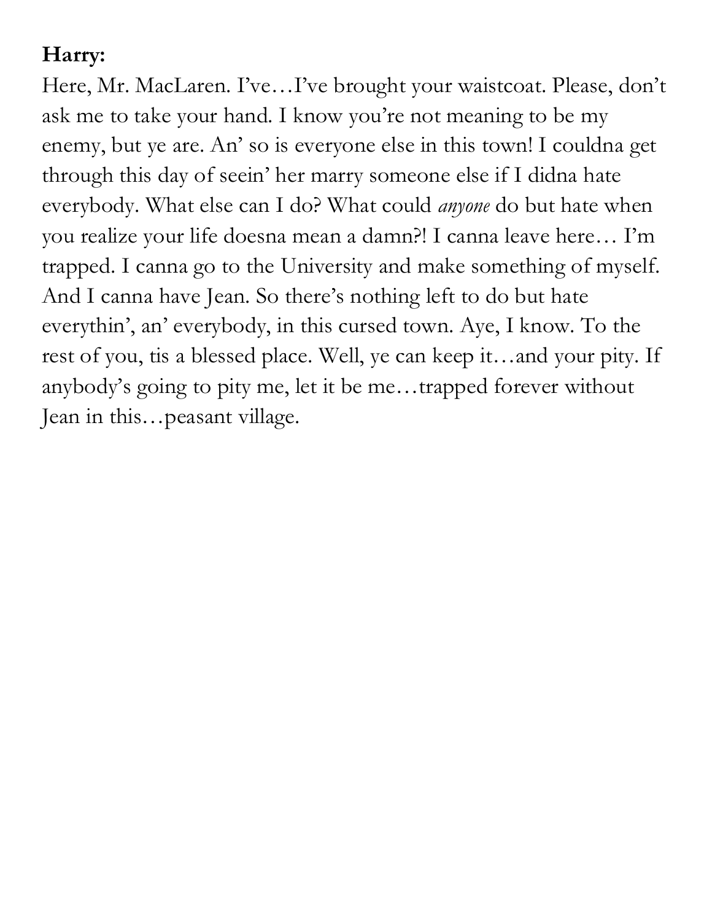**Harry:**

Here, Mr. MacLaren. I've…I've brought your waistcoat. Please, don't ask me to take your hand. I know you're not meaning to be my enemy, but ye are. An' so is everyone else in this town! I couldna get through this day of seein' her marry someone else if I didna hate everybody. What else can I do? What could *anyone* do but hate when you realize your life doesna mean a damn?! I canna leave here… I'm trapped. I canna go to the University and make something of myself. And I canna have Jean. So there's nothing left to do but hate everythin', an' everybody, in this cursed town. Aye, I know. To the rest of you, tis a blessed place. Well, ye can keep it…and your pity. If anybody's going to pity me, let it be me…trapped forever without Jean in this…peasant village.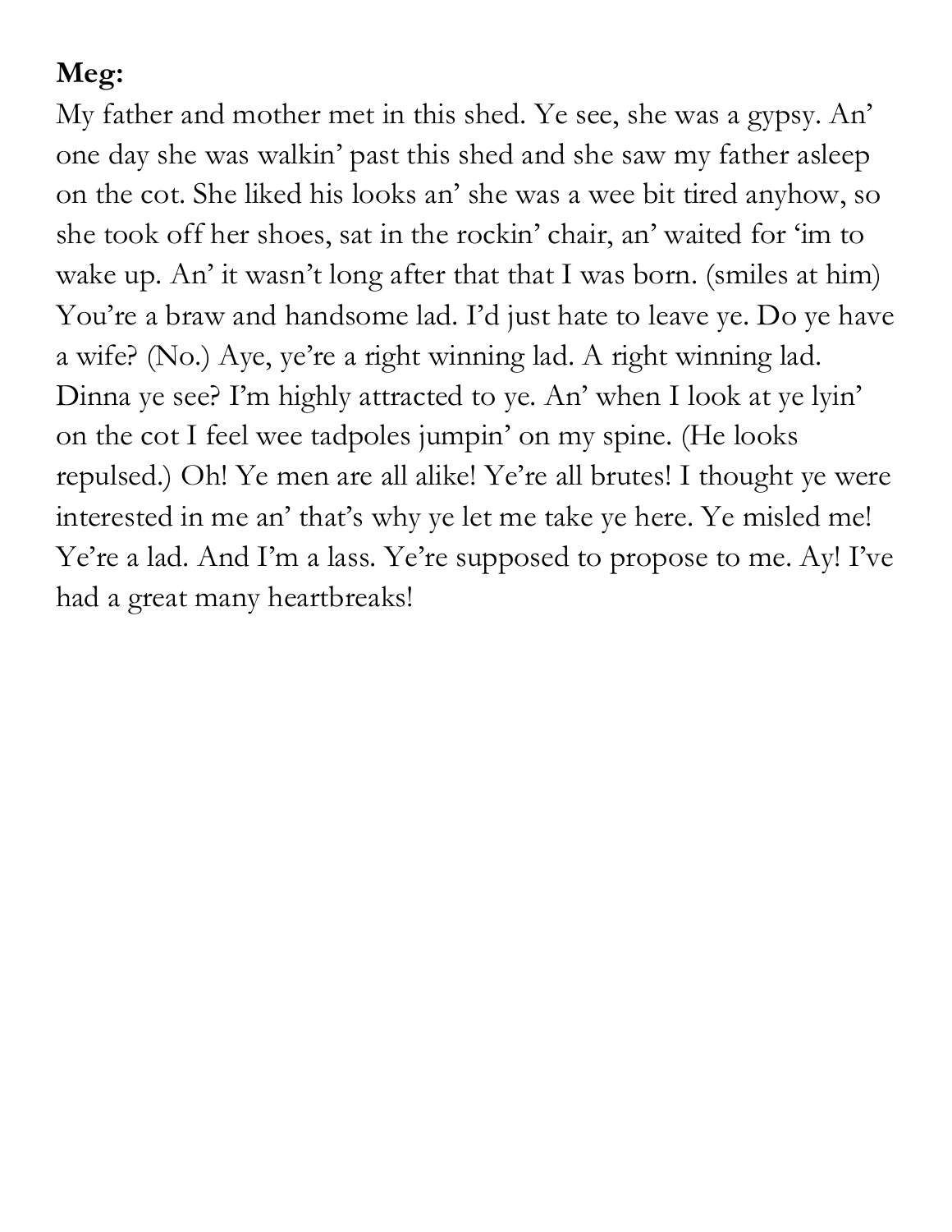**Meg:**

My father and mother met in this shed. Ye see, she was a gypsy. An' one day she was walkin' past this shed and she saw my father asleep on the cot. She liked his looks an' she was a wee bit tired anyhow, so she took off her shoes, sat in the rockin' chair, an' waited for 'im to wake up. An' it wasn't long after that that I was born. (smiles at him) You're a braw and handsome lad. I'd just hate to leave ye. Do ye have a wife? (No.) Aye, ye're a right winning lad. A right winning lad. Dinna ye see? I'm highly attracted to ye. An' when I look at ye lyin' on the cot I feel wee tadpoles jumpin' on my spine. (He looks repulsed.) Oh! Ye men are all alike! Ye're all brutes! I thought ye were interested in me an' that's why ye let me take ye here. Ye misled me! Ye're a lad. And I'm a lass. Ye're supposed to propose to me. Ay! I've had a great many heartbreaks!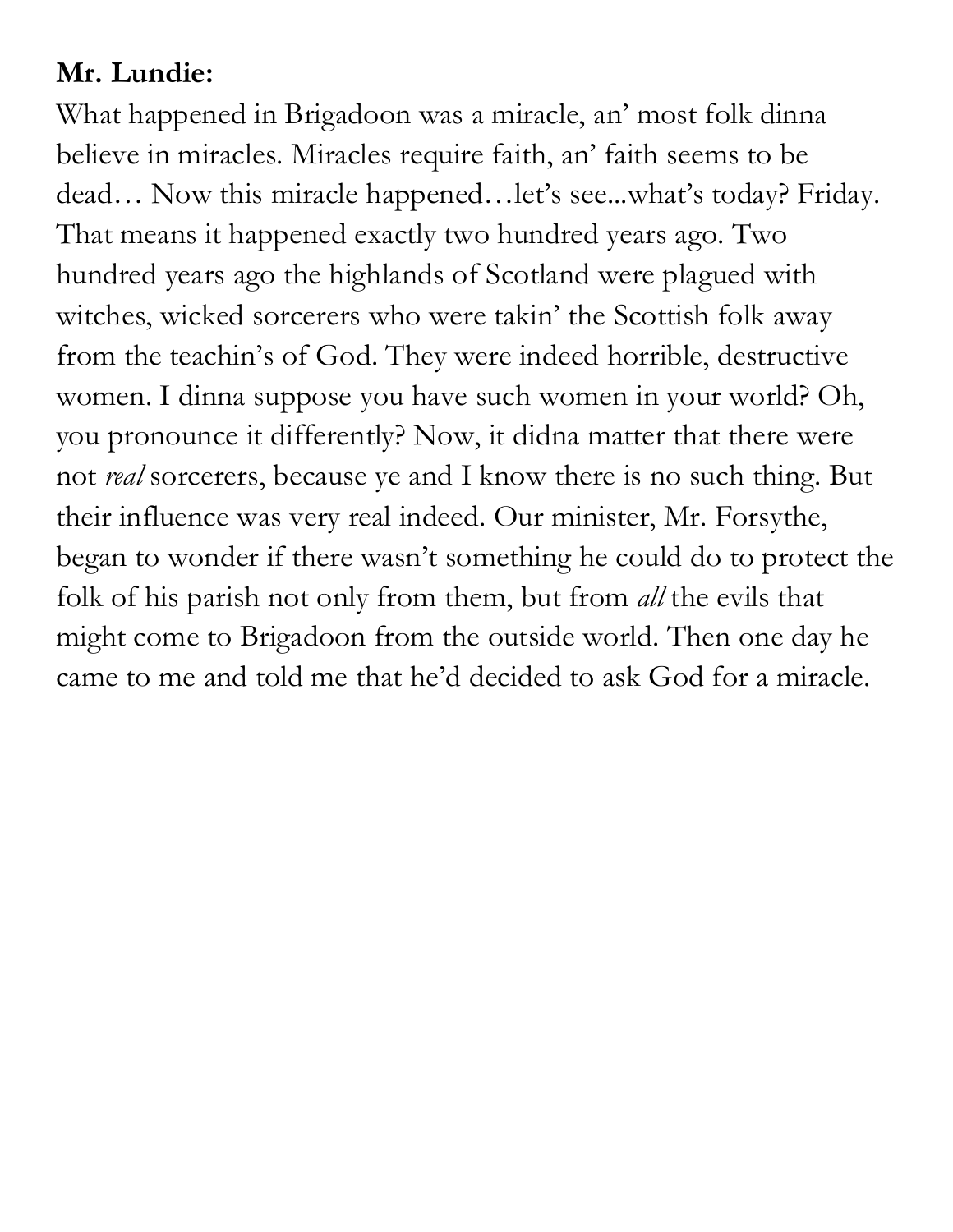**Mr. Lundie:**

What happened in Brigadoon was a miracle, an' most folk dinna believe in miracles. Miracles require faith, an' faith seems to be dead… Now this miracle happened…let's see...what's today? Friday. That means it happened exactly two hundred years ago. Two hundred years ago the highlands of Scotland were plagued with witches, wicked sorcerers who were takin' the Scottish folk away from the teachin's of God. They were indeed horrible, destructive women. I dinna suppose you have such women in your world? Oh, you pronounce it differently? Now, it didna matter that there were not *real* sorcerers, because ye and I know there is no such thing. But their influence was very real indeed. Our minister, Mr. Forsythe, began to wonder if there wasn't something he could do to protect the folk of his parish not only from them, but from *all* the evils that might come to Brigadoon from the outside world. Then one day he came to me and told me that he'd decided to ask God for a miracle.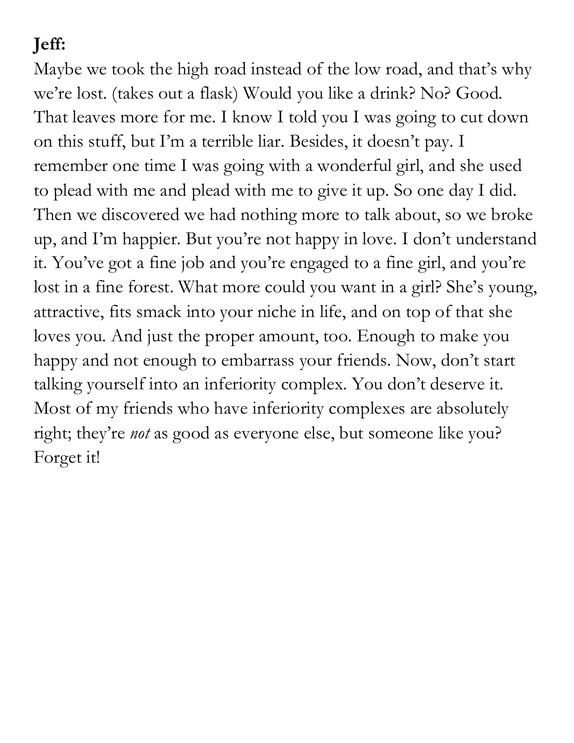**Jeff:**

Maybe we took the high road instead of the low road, and that's why we're lost. (takes out a flask) Would you like a drink? No? Good. That leaves more for me. I know I told you I was going to cut down on this stuff, but I'm a terrible liar. Besides, it doesn't pay. I remember one time I was going with a wonderful girl, and she used to plead with me and plead with me to give it up. So one day I did. Then we discovered we had nothing more to talk about, so we broke up, and I'm happier. But you're not happy in love. I don't understand it. You've got a fine job and you're engaged to a fine girl, and you're lost in a fine forest. What more could you want in a girl? She's young, attractive, fits smack into your niche in life, and on top of that she loves you. And just the proper amount, too. Enough to make you happy and not enough to embarrass your friends. Now, don't start talking yourself into an inferiority complex. You don't deserve it. Most of my friends who have inferiority complexes are absolutely right; they're *not* as good as everyone else, but someone like you? Forget it!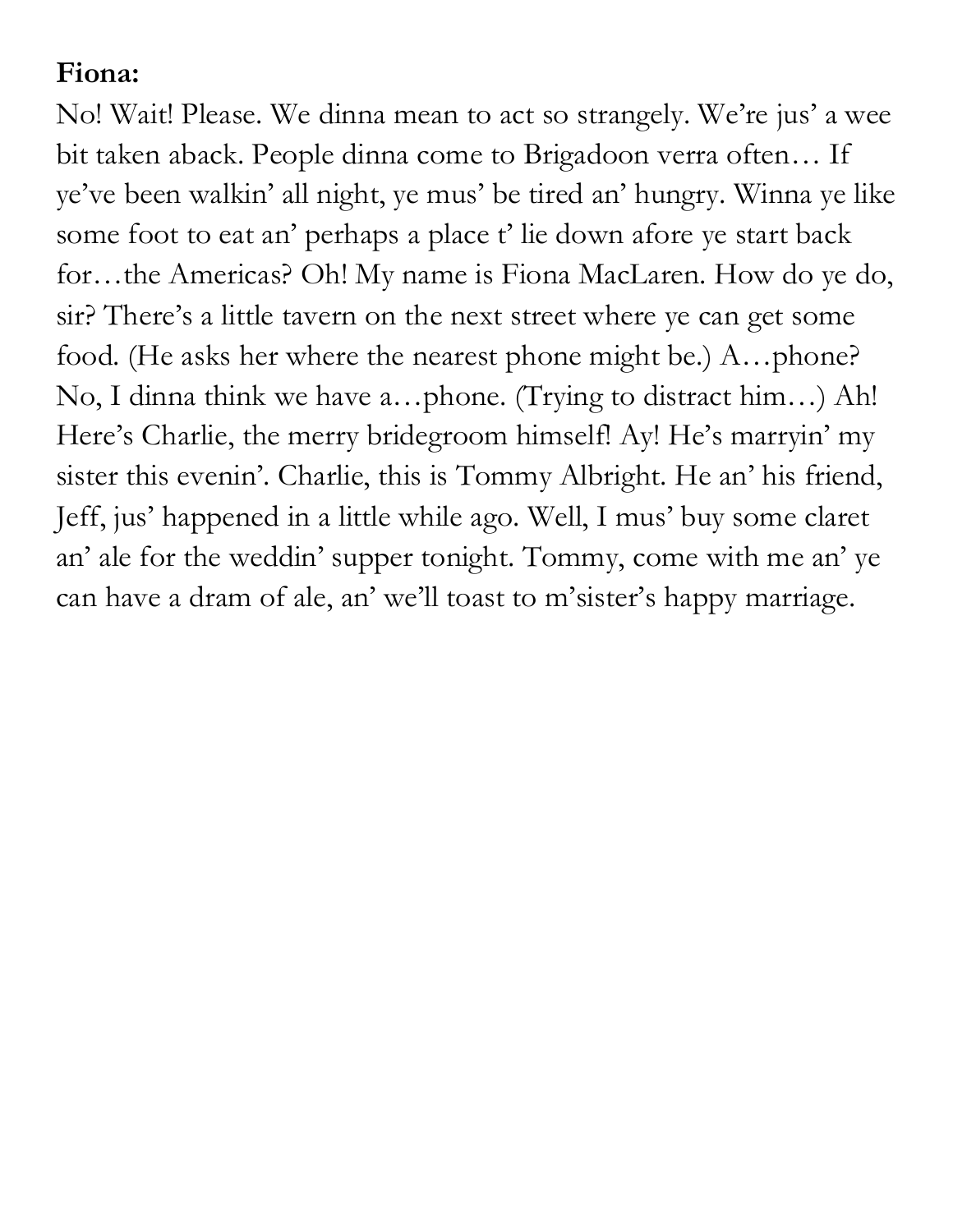**Fiona:**

No! Wait! Please. We dinna mean to act so strangely. We're jus' a wee bit taken aback. People dinna come to Brigadoon verra often… If ye've been walkin' all night, ye mus' be tired an' hungry. Winna ye like some foot to eat an' perhaps a place t' lie down afore ye start back for…the Americas? Oh! My name is Fiona MacLaren. How do ye do, sir? There's a little tavern on the next street where ye can get some food. (He asks her where the nearest phone might be.) A…phone? No, I dinna think we have a…phone. (Trying to distract him…) Ah! Here's Charlie, the merry bridegroom himself! Ay! He's marryin' my sister this evenin'. Charlie, this is Tommy Albright. He an' his friend, Jeff, jus' happened in a little while ago. Well, I mus' buy some claret an' ale for the weddin' supper tonight. Tommy, come with me an' ye can have a dram of ale, an' we'll toast to m'sister's happy marriage.